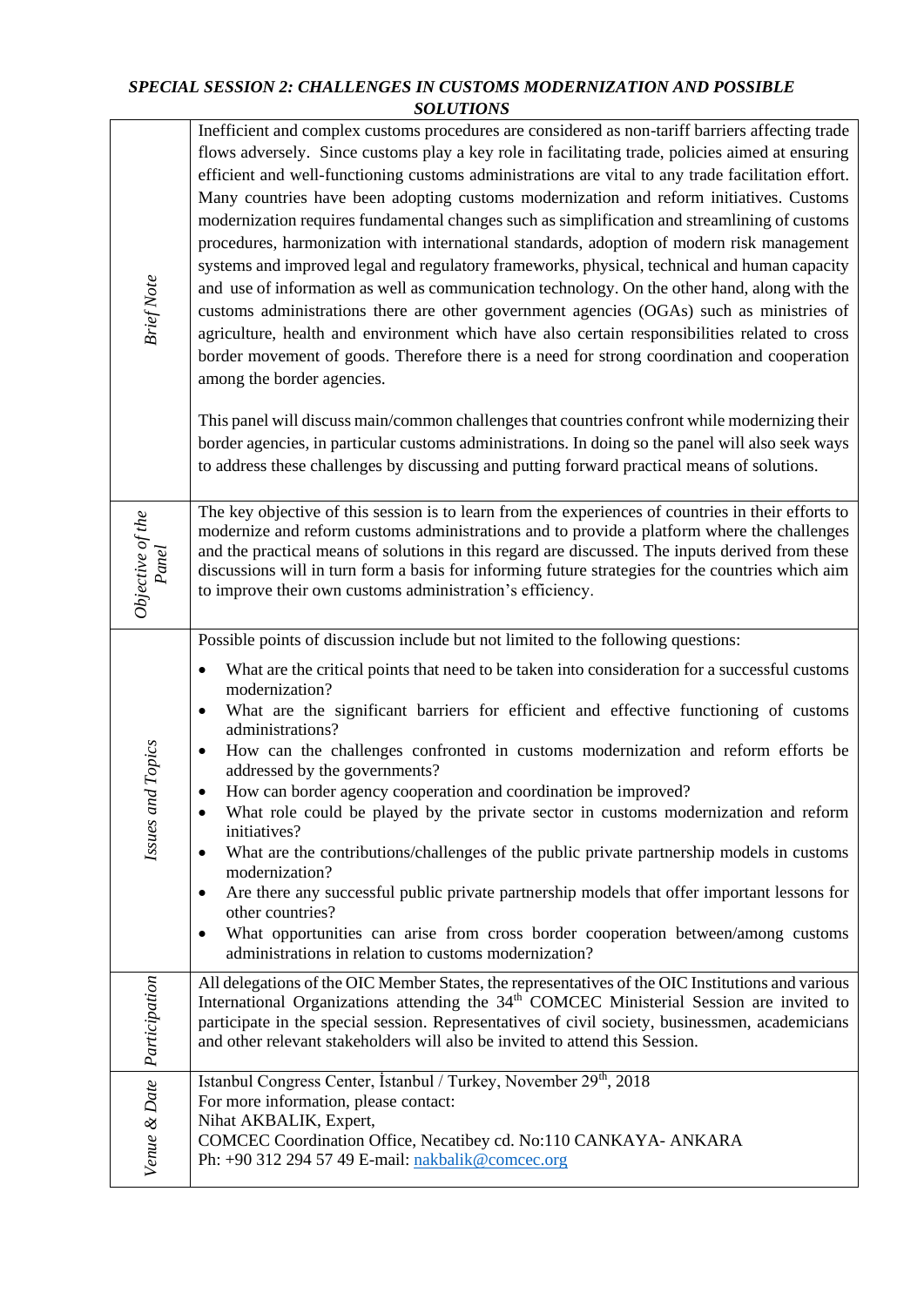## *SPECIAL SESSION 2: CHALLENGES IN CUSTOMS MODERNIZATION AND POSSIBLE SOLUTIONS*

| | |
|---|---|
| *Brief Note* | Inefficient and complex customs procedures are considered as non-tariff barriers affecting trade flows adversely. Since customs play a key role in facilitating trade, policies aimed at ensuring efficient and well-functioning customs administrations are vital to any trade facilitation effort. Many countries have been adopting customs modernization and reform initiatives. Customs modernization requires fundamental changes such as simplification and streamlining of customs procedures, harmonization with international standards, adoption of modern risk management systems and improved legal and regulatory frameworks, physical, technical and human capacity and use of information as well as communication technology. On the other hand, along with the customs administrations there are other government agencies (OGAs) such as ministries of agriculture, health and environment which have also certain responsibilities related to cross border movement of goods. Therefore there is a need for strong coordination and cooperation among the border agencies.<br><br>This panel will discuss main/common challenges that countries confront while modernizing their border agencies, in particular customs administrations. In doing so the panel will also seek ways to address these challenges by discussing and putting forward practical means of solutions. |
| *Objective of the Panel* | The key objective of this session is to learn from the experiences of countries in their efforts to modernize and reform customs administrations and to provide a platform where the challenges and the practical means of solutions in this regard are discussed. The inputs derived from these discussions will in turn form a basis for informing future strategies for the countries which aim to improve their own customs administration's efficiency. |
| *Issues and Topics* | Possible points of discussion include but not limited to the following questions:<br>• What are the critical points that need to be taken into consideration for a successful customs modernization?<br>• What are the significant barriers for efficient and effective functioning of customs administrations?<br>• How can the challenges confronted in customs modernization and reform efforts be addressed by the governments?<br>• How can border agency cooperation and coordination be improved?<br>• What role could be played by the private sector in customs modernization and reform initiatives?<br>• What are the contributions/challenges of the public private partnership models in customs modernization?<br>• Are there any successful public private partnership models that offer important lessons for other countries?<br>• What opportunities can arise from cross border cooperation between/among customs administrations in relation to customs modernization? |
| *Participation* | All delegations of the OIC Member States, the representatives of the OIC Institutions and various International Organizations attending the 34th COMCEC Ministerial Session are invited to participate in the special session. Representatives of civil society, businessmen, academicians and other relevant stakeholders will also be invited to attend this Session. |
| *Venue & Date* | Istanbul Congress Center, İstanbul / Turkey, November 29th, 2018<br>For more information, please contact:<br>Nihat AKBALIK, Expert,<br>COMCEC Coordination Office, Necatibey cd. No:110 CANKAYA- ANKARA<br>Ph: +90 312 294 57 49 E-mail: nakbalik@comcec.org |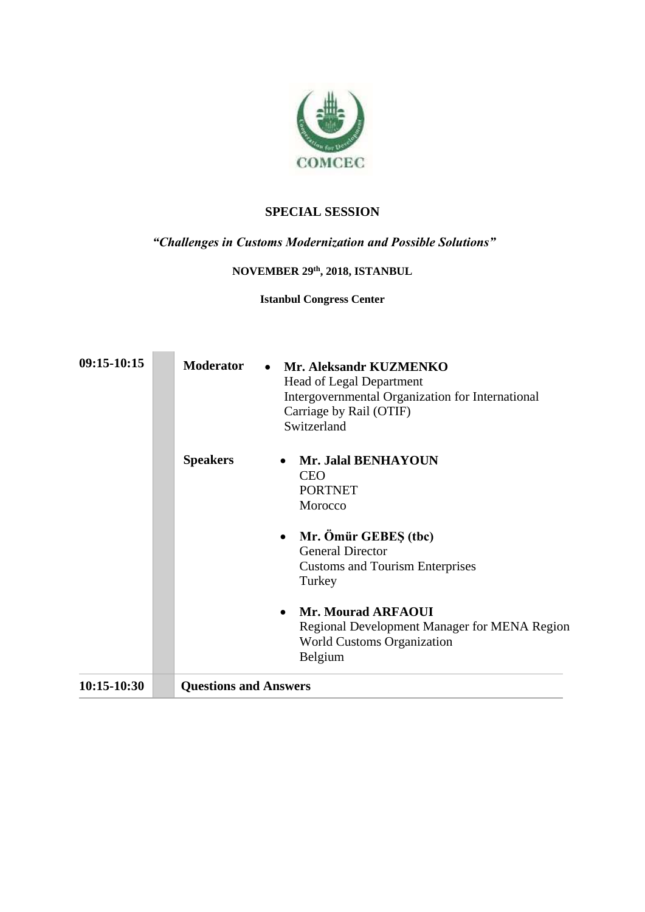**SPECIAL SESSION**

***"Challenges in Customs Modernization and Possible Solutions"***

**NOVEMBER 29th, 2018, ISTANBUL**

**Istanbul Congress Center**

| | | |
|---|---|---|
| **09:15-10:15** | **Moderator** | • **Mr. Aleksandr KUZMENKO**<br>Head of Legal Department<br>Intergovernmental Organization for International Carriage by Rail (OTIF)<br>Switzerland |
| | **Speakers** | • **Mr. Jalal BENHAYOUN**<br>CEO<br>PORTNET<br>Morocco<br><br>• **Mr. Ömür GEBEŞ (tbc)**<br>General Director<br>Customs and Tourism Enterprises<br>Turkey<br><br>• **Mr. Mourad ARFAOUI**<br>Regional Development Manager for MENA Region<br>World Customs Organization<br>Belgium |
| **10:15-10:30** | **Questions and Answers** | |